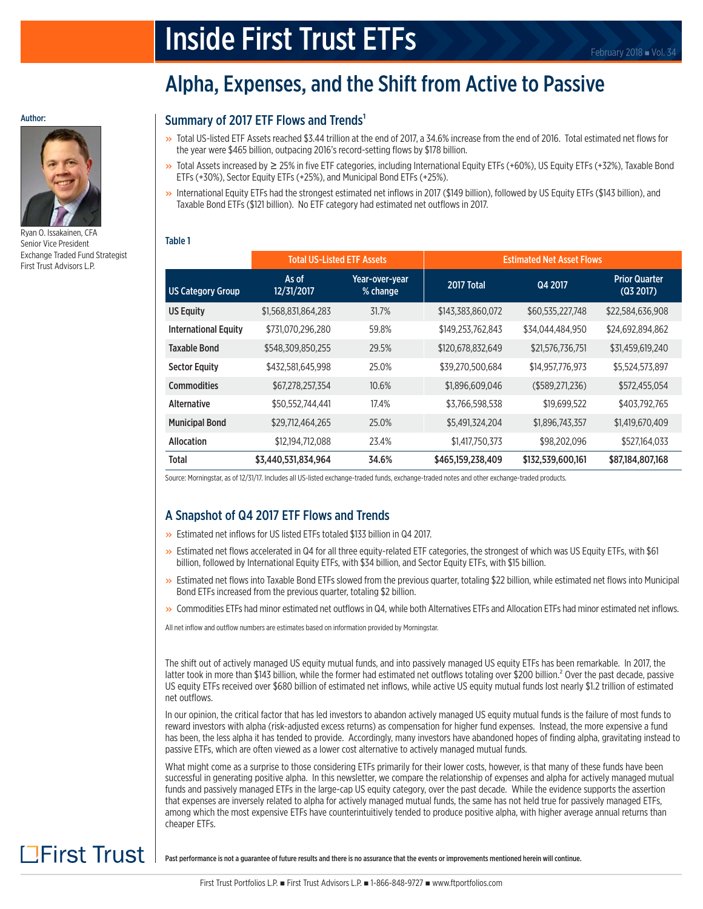# Inside First Trust ETFs

February 2018 ■ Vol. 34

## Alpha, Expenses, and the Shift from Active to Passive

**Author:**

Ryan O. Issakainen, CFA
Senior Vice President
Exchange Traded Fund Strategist
First Trust Advisors L.P.

### Summary of 2017 ETF Flows and Trends[1]

- Total US-listed ETF Assets reached $3.44 trillion at the end of 2017, a 34.6% increase from the end of 2016. Total estimated net flows for the year were $465 billion, outpacing 2016's record-setting flows by $178 billion.
- Total Assets increased by ≥ 25% in five ETF categories, including International Equity ETFs (+60%), US Equity ETFs (+32%), Taxable Bond ETFs (+30%), Sector Equity ETFs (+25%), and Municipal Bond ETFs (+25%).
- International Equity ETFs had the strongest estimated net inflows in 2017 ($149 billion), followed by US Equity ETFs ($143 billion), and Taxable Bond ETFs ($121 billion). No ETF category had estimated net outflows in 2017.

**Table 1**

| | Total US-Listed ETF Assets | | Estimated Net Asset Flows | | |
|---|---|---|---|---|---|
| **US Category Group** | **As of 12/31/2017** | **Year-over-year % change** | **2017 Total** | **Q4 2017** | **Prior Quarter (Q3 2017)** |
| **US Equity** | $1,568,831,864,283 | 31.7% | $143,383,860,072 | $60,535,227,748 | $22,584,636,908 |
| **International Equity** | $731,070,296,280 | 59.8% | $149,253,762,843 | $34,044,484,950 | $24,692,894,862 |
| **Taxable Bond** | $548,309,850,255 | 29.5% | $120,678,832,649 | $21,576,736,751 | $31,459,619,240 |
| **Sector Equity** | $432,581,645,998 | 25.0% | $39,270,500,684 | $14,957,776,973 | $5,524,573,897 |
| **Commodities** | $67,278,257,354 | 10.6% | $1,896,609,046 | ($589,271,236) | $572,455,054 |
| **Alternative** | $50,552,744,441 | 17.4% | $3,766,598,538 | $19,699,522 | $403,792,765 |
| **Municipal Bond** | $29,712,464,265 | 25.0% | $5,491,324,204 | $1,896,743,357 | $1,419,670,409 |
| **Allocation** | $12,194,712,088 | 23.4% | $1,417,750,373 | $98,202,096 | $527,164,033 |
| **Total** | **$3,440,531,834,964** | **34.6%** | **$465,159,238,409** | **$132,539,600,161** | **$87,184,807,168** |

Source: Morningstar, as of 12/31/17. Includes all US-listed exchange-traded funds, exchange-traded notes and other exchange-traded products.

### A Snapshot of Q4 2017 ETF Flows and Trends

- Estimated net inflows for US listed ETFs totaled $133 billion in Q4 2017.
- Estimated net flows accelerated in Q4 for all three equity-related ETF categories, the strongest of which was US Equity ETFs, with $61 billion, followed by International Equity ETFs, with $34 billion, and Sector Equity ETFs, with $15 billion.
- Estimated net flows into Taxable Bond ETFs slowed from the previous quarter, totaling $22 billion, while estimated net flows into Municipal Bond ETFs increased from the previous quarter, totaling $2 billion.
- Commodities ETFs had minor estimated net outflows in Q4, while both Alternatives ETFs and Allocation ETFs had minor estimated net inflows.

All net inflow and outflow numbers are estimates based on information provided by Morningstar.

The shift out of actively managed US equity mutual funds, and into passively managed US equity ETFs has been remarkable. In 2017, the latter took in more than $143 billion, while the former had estimated net outflows totaling over $200 billion.[2] Over the past decade, passive US equity ETFs received over $680 billion of estimated net inflows, while active US equity mutual funds lost nearly $1.2 trillion of estimated net outflows.

In our opinion, the critical factor that has led investors to abandon actively managed US equity mutual funds is the failure of most funds to reward investors with alpha (risk-adjusted excess returns) as compensation for higher fund expenses. Instead, the more expensive a fund has been, the less alpha it has tended to provide. Accordingly, many investors have abandoned hopes of finding alpha, gravitating instead to passive ETFs, which are often viewed as a lower cost alternative to actively managed mutual funds.

What might come as a surprise to those considering ETFs primarily for their lower costs, however, is that many of these funds have been successful in generating positive alpha. In this newsletter, we compare the relationship of expenses and alpha for actively managed mutual funds and passively managed ETFs in the large-cap US equity category, over the past decade. While the evidence supports the assertion that expenses are inversely related to alpha for actively managed mutual funds, the same has not held true for passively managed ETFs, among which the most expensive ETFs have counterintuitively tended to produce positive alpha, with higher average annual returns than cheaper ETFs.

**Past performance is not a guarantee of future results and there is no assurance that the events or improvements mentioned herein will continue.**

First Trust Portfolios L.P. ■ First Trust Advisors L.P. ■ 1-866-848-9727 ■ www.ftportfolios.com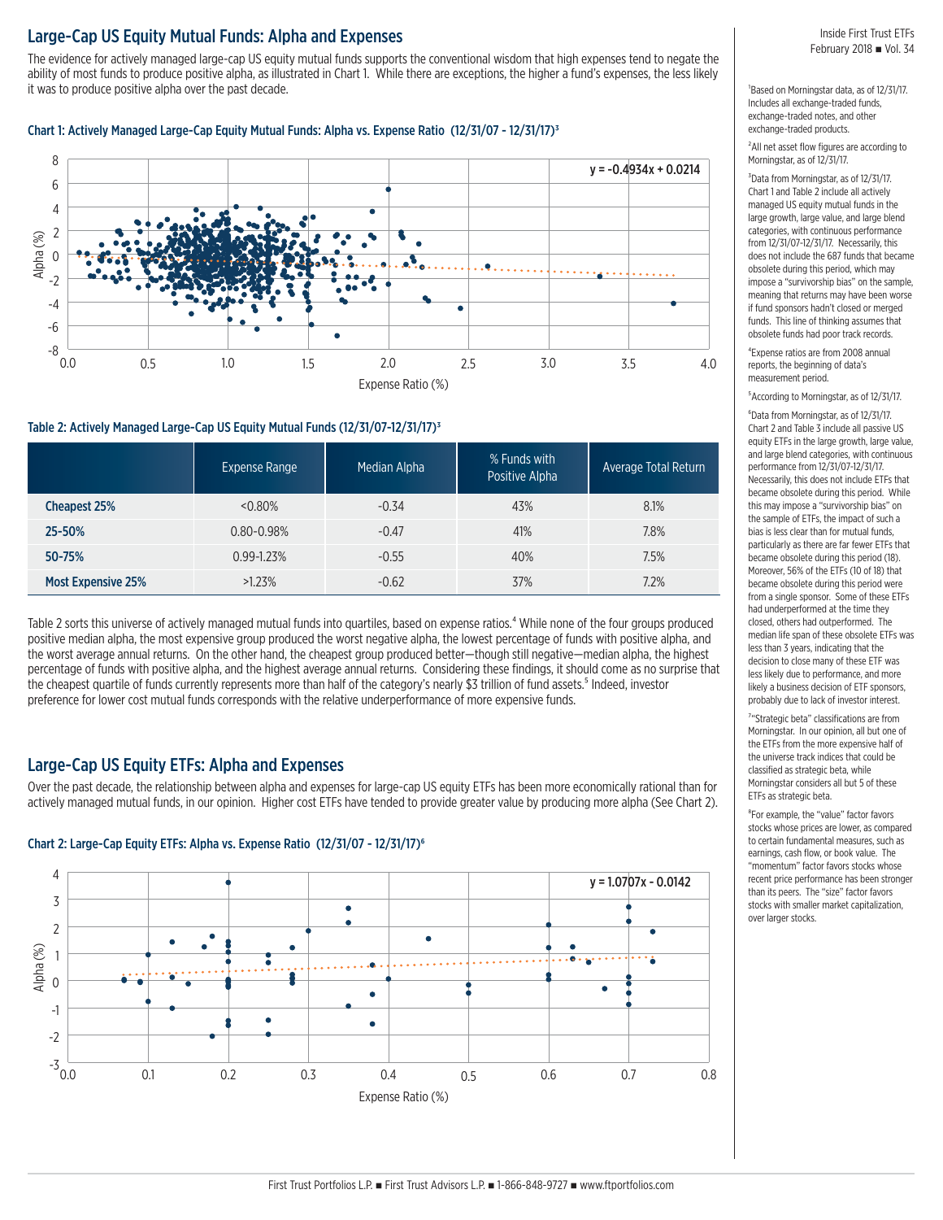## Large-Cap US Equity Mutual Funds: Alpha and Expenses

The evidence for actively managed large-cap US equity mutual funds supports the conventional wisdom that high expenses tend to negate the ability of most funds to produce positive alpha, as illustrated in Chart 1. While there are exceptions, the higher a fund's expenses, the less likely it was to produce positive alpha over the past decade.

**Chart 1: Actively Managed Large-Cap Equity Mutual Funds: Alpha vs. Expense Ratio (12/31/07 - 12/31/17)[3]**

$y = -0.4934x + 0.0214$

**Table 2: Actively Managed Large-Cap US Equity Mutual Funds (12/31/07-12/31/17)[3]**

| | Expense Range | Median Alpha | % Funds with Positive Alpha | Average Total Return |
|---|---|---|---|---|
| **Cheapest 25%** | <0.80% | -0.34 | 43% | 8.1% |
| **25-50%** | 0.80-0.98% | -0.47 | 41% | 7.8% |
| **50-75%** | 0.99-1.23% | -0.55 | 40% | 7.5% |
| **Most Expensive 25%** | >1.23% | -0.62 | 37% | 7.2% |

Table 2 sorts this universe of actively managed mutual funds into quartiles, based on expense ratios.[4] While none of the four groups produced positive median alpha, the most expensive group produced the worst negative alpha, the lowest percentage of funds with positive alpha, and the worst average annual returns. On the other hand, the cheapest group produced better—though still negative—median alpha, the highest percentage of funds with positive alpha, and the highest average annual returns. Considering these findings, it should come as no surprise that the cheapest quartile of funds currently represents more than half of the category's nearly $3 trillion of fund assets.[5] Indeed, investor preference for lower cost mutual funds corresponds with the relative underperformance of more expensive funds.

## Large-Cap US Equity ETFs: Alpha and Expenses

Over the past decade, the relationship between alpha and expenses for large-cap US equity ETFs has been more economically rational than for actively managed mutual funds, in our opinion. Higher cost ETFs have tended to provide greater value by producing more alpha (See Chart 2).

**Chart 2: Large-Cap Equity ETFs: Alpha vs. Expense Ratio (12/31/07 - 12/31/17)[6]**

$y = 1.0707x - 0.0142$

---

[1] Based on Morningstar data, as of 12/31/17. Includes all exchange-traded funds, exchange-traded notes, and other exchange-traded products.

[2] All net asset flow figures are according to Morningstar, as of 12/31/17.

[3] Data from Morningstar, as of 12/31/17. Chart 1 and Table 2 include all actively managed US equity mutual funds in the large growth, large value, and large blend categories, with continuous performance from 12/31/07-12/31/17. Necessarily, this does not include the 687 funds that became obsolete during this period, which may impose a "survivorship bias" on the sample, meaning that returns may have been worse if fund sponsors hadn't closed or merged funds. This line of thinking assumes that obsolete funds had poor track records.

[4] Expense ratios are from 2008 annual reports, the beginning of data's measurement period.

[5] According to Morningstar, as of 12/31/17.

[6] Data from Morningstar, as of 12/31/17. Chart 2 and Table 3 include all passive US equity ETFs in the large growth, large value, and large blend categories, with continuous performance from 12/31/07-12/31/17. Necessarily, this does not include ETFs that became obsolete during this period. While this may impose a "survivorship bias" on the sample of ETFs, the impact of such a bias is less clear than for mutual funds, particularly as there are far fewer ETFs that became obsolete during this period (18). Moreover, 56% of the ETFs (10 of 18) that became obsolete during this period were from a single sponsor. Some of these ETFs had underperformed at the time they closed, others had outperformed. The median life span of these obsolete ETFs was less than 3 years, indicating that the decision to close many of these ETF was less likely due to performance, and more likely a business decision of ETF sponsors, probably due to lack of investor interest.

[7] "Strategic beta" classifications are from Morningstar. In our opinion, all but one of the ETFs from the more expensive half of the universe track indices that could be classified as strategic beta, while Morningstar considers all but 5 of these ETFs as strategic beta.

[8] For example, the "value" factor favors stocks whose prices are lower, as compared to certain fundamental measures, such as earnings, cash flow, or book value. The "momentum" factor favors stocks whose recent price performance has been stronger than its peers. The "size" factor favors stocks with smaller market capitalization, over larger stocks.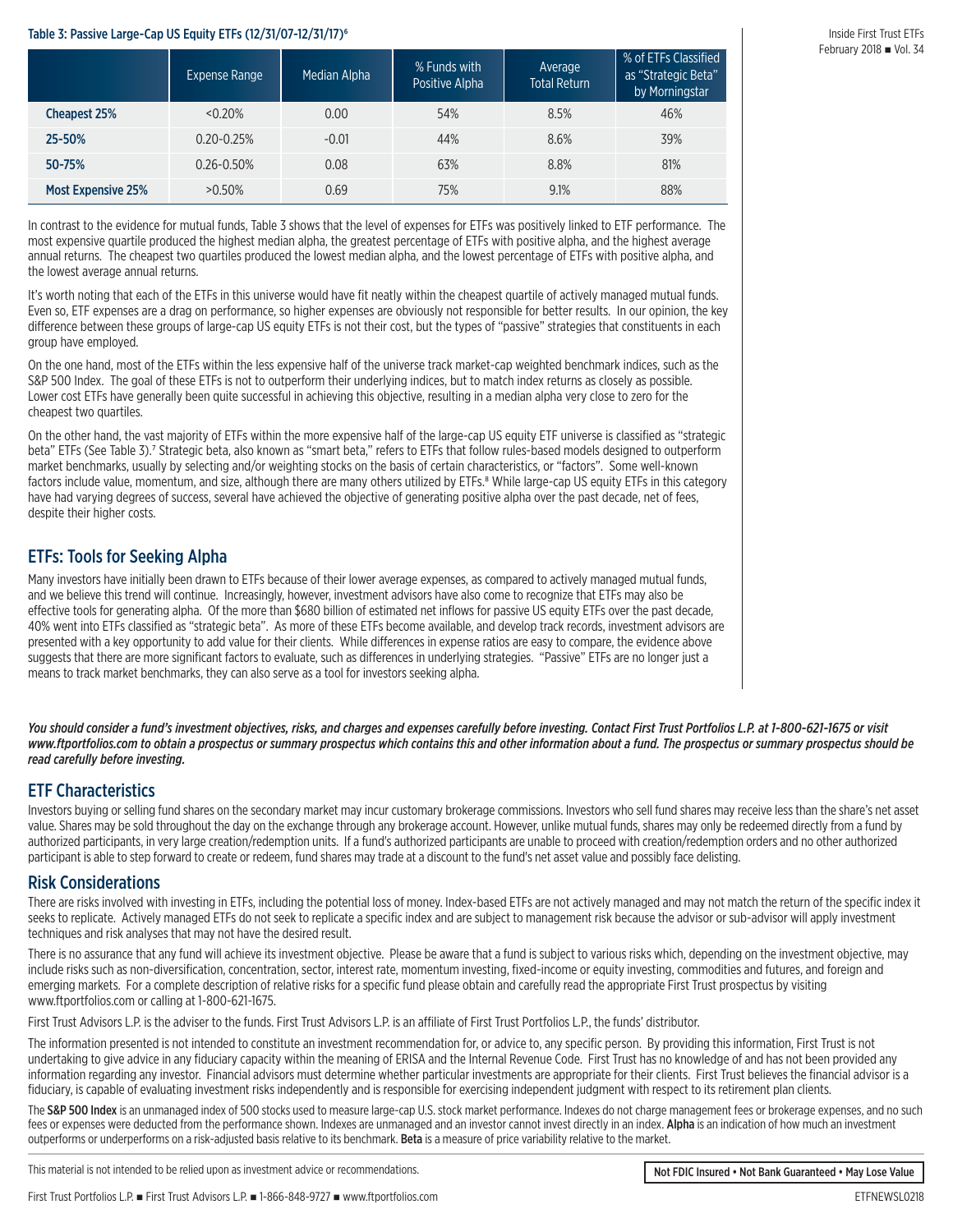**Table 3: Passive Large-Cap US Equity ETFs (12/31/07-12/31/17)[6]**

| | Expense Range | Median Alpha | % Funds with Positive Alpha | Average Total Return | % of ETFs Classified as "Strategic Beta" by Morningstar |
|---|---|---|---|---|---|
| **Cheapest 25%** | <0.20% | 0.00 | 54% | 8.5% | 46% |
| **25-50%** | 0.20-0.25% | -0.01 | 44% | 8.6% | 39% |
| **50-75%** | 0.26-0.50% | 0.08 | 63% | 8.8% | 81% |
| **Most Expensive 25%** | >0.50% | 0.69 | 75% | 9.1% | 88% |

In contrast to the evidence for mutual funds, Table 3 shows that the level of expenses for ETFs was positively linked to ETF performance. The most expensive quartile produced the highest median alpha, the greatest percentage of ETFs with positive alpha, and the highest average annual returns. The cheapest two quartiles produced the lowest median alpha, and the lowest percentage of ETFs with positive alpha, and the lowest average annual returns.

It's worth noting that each of the ETFs in this universe would have fit neatly within the cheapest quartile of actively managed mutual funds. Even so, ETF expenses are a drag on performance, so higher expenses are obviously not responsible for better results. In our opinion, the key difference between these groups of large-cap US equity ETFs is not their cost, but the types of "passive" strategies that constituents in each group have employed.

On the one hand, most of the ETFs within the less expensive half of the universe track market-cap weighted benchmark indices, such as the S&P 500 Index. The goal of these ETFs is not to outperform their underlying indices, but to match index returns as closely as possible. Lower cost ETFs have generally been quite successful in achieving this objective, resulting in a median alpha very close to zero for the cheapest two quartiles.

On the other hand, the vast majority of ETFs within the more expensive half of the large-cap US equity ETF universe is classified as "strategic beta" ETFs (See Table 3).[7] Strategic beta, also known as "smart beta," refers to ETFs that follow rules-based models designed to outperform market benchmarks, usually by selecting and/or weighting stocks on the basis of certain characteristics, or "factors". Some well-known factors include value, momentum, and size, although there are many others utilized by ETFs.[8] While large-cap US equity ETFs in this category have had varying degrees of success, several have achieved the objective of generating positive alpha over the past decade, net of fees, despite their higher costs.

## ETFs: Tools for Seeking Alpha

Many investors have initially been drawn to ETFs because of their lower average expenses, as compared to actively managed mutual funds, and we believe this trend will continue. Increasingly, however, investment advisors have also come to recognize that ETFs may also be effective tools for generating alpha. Of the more than $680 billion of estimated net inflows for passive US equity ETFs over the past decade, 40% went into ETFs classified as "strategic beta". As more of these ETFs become available, and develop track records, investment advisors are presented with a key opportunity to add value for their clients. While differences in expense ratios are easy to compare, the evidence above suggests that there are more significant factors to evaluate, such as differences in underlying strategies. "Passive" ETFs are no longer just a means to track market benchmarks, they can also serve as a tool for investors seeking alpha.

***You should consider a fund's investment objectives, risks, and charges and expenses carefully before investing. Contact First Trust Portfolios L.P. at 1-800-621-1675 or visit www.ftportfolios.com to obtain a prospectus or summary prospectus which contains this and other information about a fund. The prospectus or summary prospectus should be read carefully before investing.***

## ETF Characteristics

Investors buying or selling fund shares on the secondary market may incur customary brokerage commissions. Investors who sell fund shares may receive less than the share's net asset value. Shares may be sold throughout the day on the exchange through any brokerage account. However, unlike mutual funds, shares may only be redeemed directly from a fund by authorized participants, in very large creation/redemption units. If a fund's authorized participants are unable to proceed with creation/redemption orders and no other authorized participant is able to step forward to create or redeem, fund shares may trade at a discount to the fund's net asset value and possibly face delisting.

## Risk Considerations

There are risks involved with investing in ETFs, including the potential loss of money. Index-based ETFs are not actively managed and may not match the return of the specific index it seeks to replicate. Actively managed ETFs do not seek to replicate a specific index and are subject to management risk because the advisor or sub-advisor will apply investment techniques and risk analyses that may not have the desired result.

There is no assurance that any fund will achieve its investment objective. Please be aware that a fund is subject to various risks which, depending on the investment objective, may include risks such as non-diversification, concentration, sector, interest rate, momentum investing, fixed-income or equity investing, commodities and futures, and foreign and emerging markets. For a complete description of relative risks for a specific fund please obtain and carefully read the appropriate First Trust prospectus by visiting www.ftportfolios.com or calling at 1-800-621-1675.

First Trust Advisors L.P. is the adviser to the funds. First Trust Advisors L.P. is an affiliate of First Trust Portfolios L.P., the funds' distributor.

The information presented is not intended to constitute an investment recommendation for, or advice to, any specific person. By providing this information, First Trust is not undertaking to give advice in any fiduciary capacity within the meaning of ERISA and the Internal Revenue Code. First Trust has no knowledge of and has not been provided any information regarding any investor. Financial advisors must determine whether particular investments are appropriate for their clients. First Trust believes the financial advisor is a fiduciary, is capable of evaluating investment risks independently and is responsible for exercising independent judgment with respect to its retirement plan clients.

The **S&P 500 Index** is an unmanaged index of 500 stocks used to measure large-cap U.S. stock market performance. Indexes do not charge management fees or brokerage expenses, and no such fees or expenses were deducted from the performance shown. Indexes are unmanaged and an investor cannot invest directly in an index. **Alpha** is an indication of how much an investment outperforms or underperforms on a risk-adjusted basis relative to its benchmark. **Beta** is a measure of price variability relative to the market.

This material is not intended to be relied upon as investment advice or recommendations.

**Not FDIC Insured • Not Bank Guaranteed • May Lose Value**

First Trust Portfolios L.P. ■ First Trust Advisors L.P. ■ 1-866-848-9727 ■ www.ftportfolios.com

ETFNEWSL0218